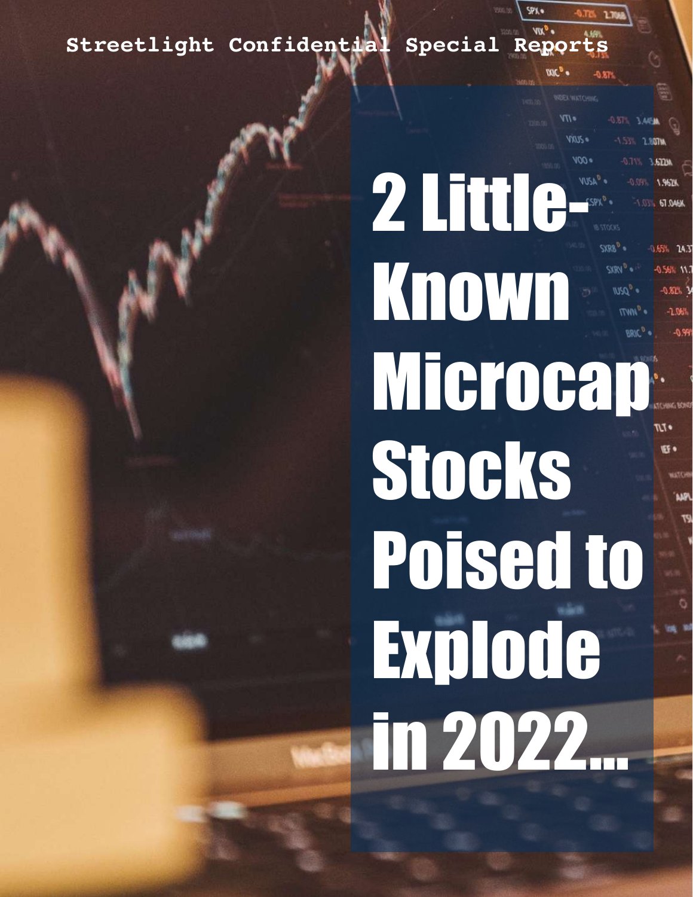Streetlight Confidential Special Reports

# 2 Little-Known Microcap Stocks Poised to Explode in 2022...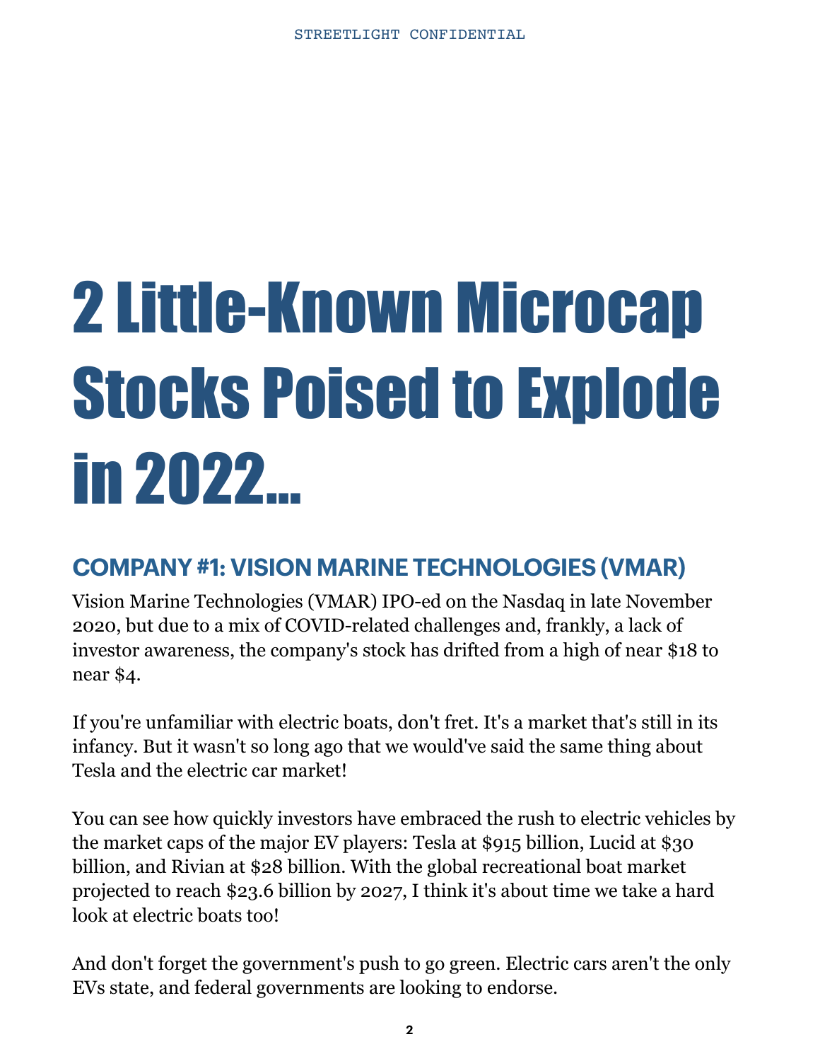# 2 Little-Known Microcap Stocks Poised to Explode in 2022...

## COMPANY #1: VISION MARINE TECHNOLOGIES (VMAR)

Vision Marine Technologies (VMAR) IPO-ed on the Nasdaq in late November 2020, but due to a mix of COVID-related challenges and, frankly, a lack of investor awareness, the company's stock has drifted from a high of near $18 to near $4.

If you're unfamiliar with electric boats, don't fret. It's a market that's still in its infancy. But it wasn't so long ago that we would've said the same thing about Tesla and the electric car market!

You can see how quickly investors have embraced the rush to electric vehicles by the market caps of the major EV players: Tesla at $915 billion, Lucid at $30 billion, and Rivian at $28 billion. With the global recreational boat market projected to reach $23.6 billion by 2027, I think it's about time we take a hard look at electric boats too!

And don't forget the government's push to go green. Electric cars aren't the only EVs state, and federal governments are looking to endorse.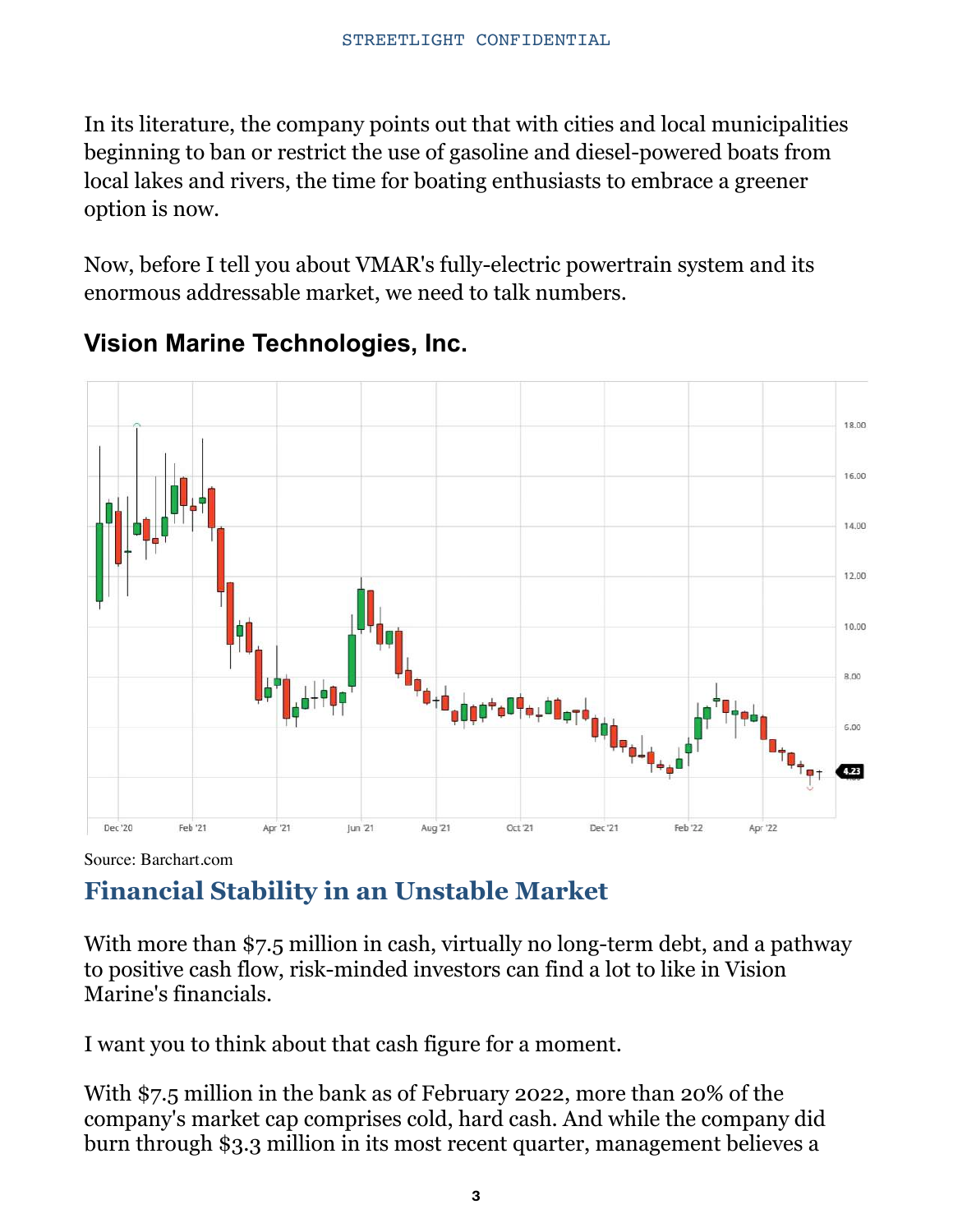In its literature, the company points out that with cities and local municipalities beginning to ban or restrict the use of gasoline and diesel-powered boats from local lakes and rivers, the time for boating enthusiasts to embrace a greener option is now.

Now, before I tell you about VMAR's fully-electric powertrain system and its enormous addressable market, we need to talk numbers.

### Vision Marine Technologies, Inc.

Source: Barchart.com

## Financial Stability in an Unstable Market

With more than $7.5 million in cash, virtually no long-term debt, and a pathway to positive cash flow, risk-minded investors can find a lot to like in Vision Marine's financials.

I want you to think about that cash figure for a moment.

With $7.5 million in the bank as of February 2022, more than 20% of the company's market cap comprises cold, hard cash. And while the company did burn through $3.3 million in its most recent quarter, management believes a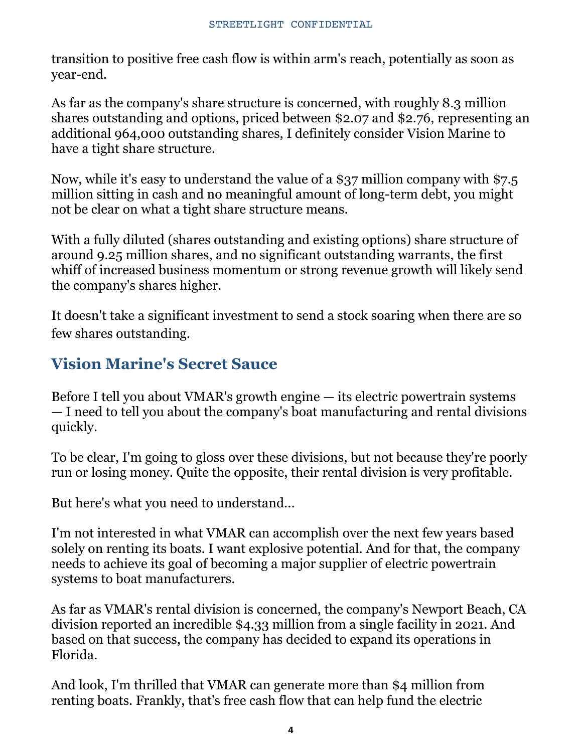transition to positive free cash flow is within arm's reach, potentially as soon as year-end.

As far as the company's share structure is concerned, with roughly 8.3 million shares outstanding and options, priced between $2.07 and $2.76, representing an additional 964,000 outstanding shares, I definitely consider Vision Marine to have a tight share structure.

Now, while it's easy to understand the value of a $37 million company with $7.5 million sitting in cash and no meaningful amount of long-term debt, you might not be clear on what a tight share structure means.

With a fully diluted (shares outstanding and existing options) share structure of around 9.25 million shares, and no significant outstanding warrants, the first whiff of increased business momentum or strong revenue growth will likely send the company's shares higher.

It doesn't take a significant investment to send a stock soaring when there are so few shares outstanding.

## Vision Marine's Secret Sauce

Before I tell you about VMAR's growth engine — its electric powertrain systems — I need to tell you about the company's boat manufacturing and rental divisions quickly.

To be clear, I'm going to gloss over these divisions, but not because they're poorly run or losing money. Quite the opposite, their rental division is very profitable.

But here's what you need to understand…

I'm not interested in what VMAR can accomplish over the next few years based solely on renting its boats. I want explosive potential. And for that, the company needs to achieve its goal of becoming a major supplier of electric powertrain systems to boat manufacturers.

As far as VMAR's rental division is concerned, the company's Newport Beach, CA division reported an incredible $4.33 million from a single facility in 2021. And based on that success, the company has decided to expand its operations in Florida.

And look, I'm thrilled that VMAR can generate more than $4 million from renting boats. Frankly, that's free cash flow that can help fund the electric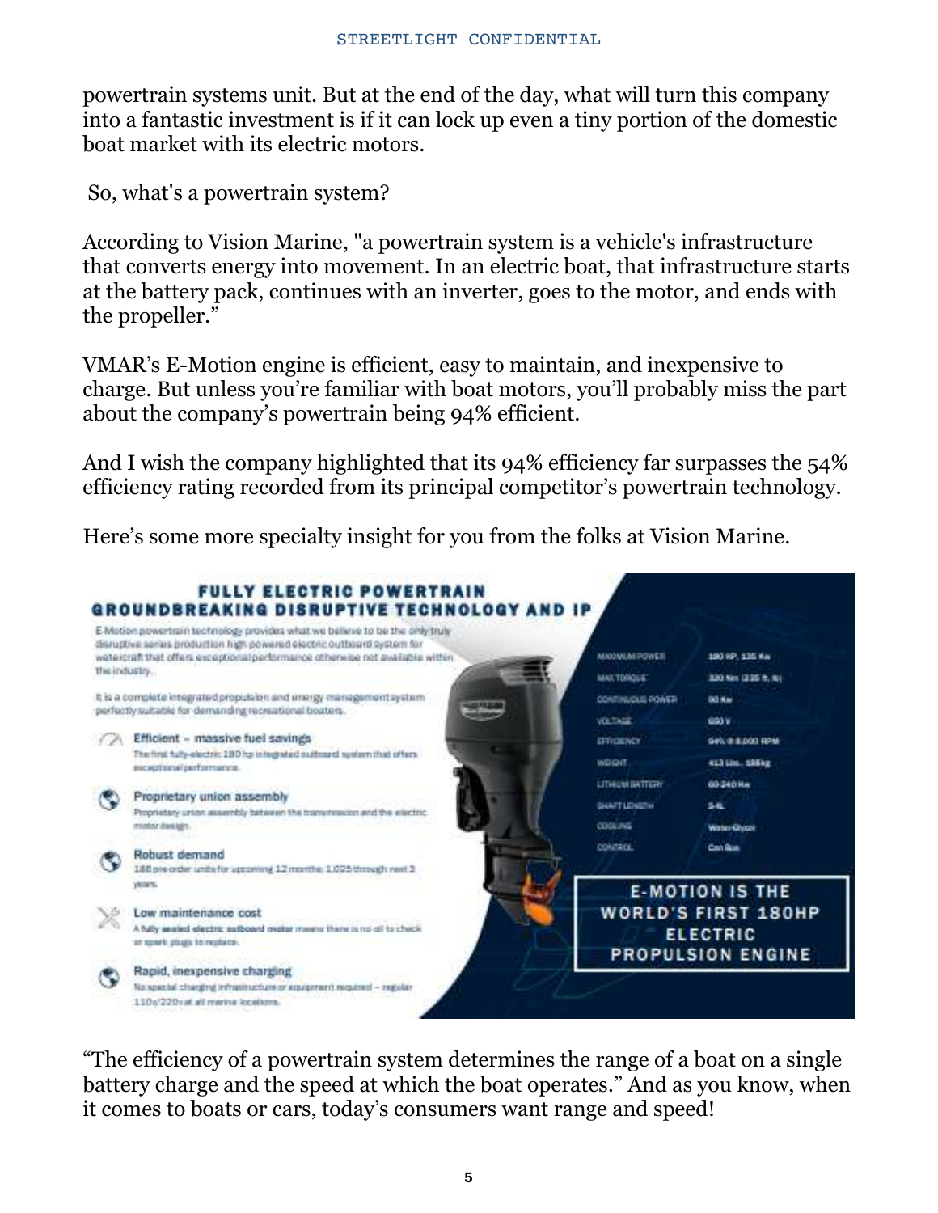powertrain systems unit. But at the end of the day, what will turn this company into a fantastic investment is if it can lock up even a tiny portion of the domestic boat market with its electric motors.

So, what's a powertrain system?

According to Vision Marine, "a powertrain system is a vehicle's infrastructure that converts energy into movement. In an electric boat, that infrastructure starts at the battery pack, continues with an inverter, goes to the motor, and ends with the propeller."

VMAR's E-Motion engine is efficient, easy to maintain, and inexpensive to charge. But unless you're familiar with boat motors, you'll probably miss the part about the company's powertrain being 94% efficient.

And I wish the company highlighted that its 94% efficiency far surpasses the 54% efficiency rating recorded from its principal competitor's powertrain technology.

Here's some more specialty insight for you from the folks at Vision Marine.

## FULLY ELECTRIC POWERTRAIN
## GROUNDBREAKING DISRUPTIVE TECHNOLOGY AND IP

E-Motion powertrain technology provides what we believe to be the only truly disruptive series production high powered electric outboard system for watercraft that offers exceptional performance otherwise not available within the industry.

It is a complete integrated propulsion and energy management system perfectly suitable for demanding recreational boaters.

- **Efficient – massive fuel savings**
  The first fully-electric 180 hp integrated outboard system that offers exceptional performance.
- **Proprietary union assembly**
  Proprietary union assembly between the transmission and the electric motor design.
- **Robust demand**
  188 pre-order units for upcoming 12 months; 1,025 through next 3 years.
- **Low maintenance cost**
  A fully sealed electric outboard motor means there is no oil to check or spark plugs to replace.
- **Rapid, inexpensive charging**
  No special charging infrastructure or equipment required – regular 110v/220v at all marine locations.

| | |
|---|---|
| MAXIMUM POWER | 180 HP, 135 Kw |
| MAX TORQUE | 320 Nm (235 ft. lb) |
| CONTINUOUS POWER | 90 Kw |
| VOLTAGE | 650 V |
| EFFICIENCY | 94% @ 8,000 RPM |
| WEIGHT | 413 Lbs, 186kg |
| LITHIUM BATTERY | 60-240 Kw |
| SHAFT LENGTH | S-XL |
| COOLING | Water-Glycol |
| CONTROL | Can Bus |

**E-MOTION IS THE WORLD'S FIRST 180HP ELECTRIC PROPULSION ENGINE**

"The efficiency of a powertrain system determines the range of a boat on a single battery charge and the speed at which the boat operates." And as you know, when it comes to boats or cars, today's consumers want range and speed!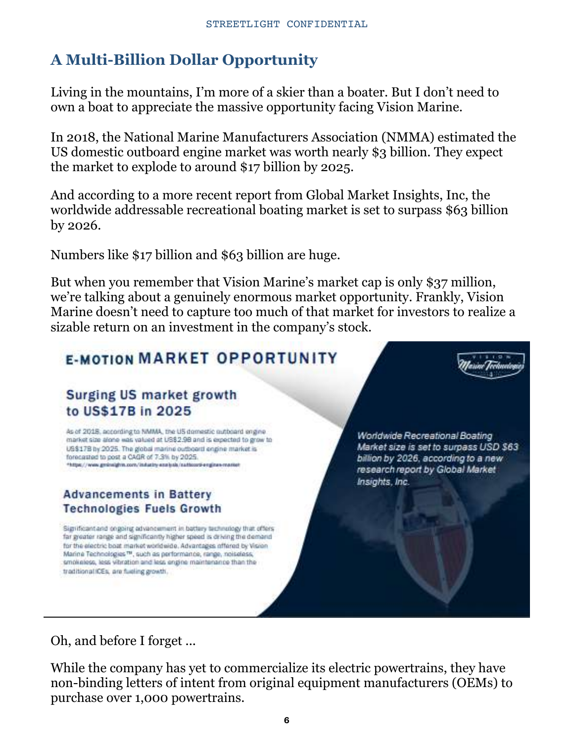## A Multi-Billion Dollar Opportunity

Living in the mountains, I'm more of a skier than a boater. But I don't need to own a boat to appreciate the massive opportunity facing Vision Marine.

In 2018, the National Marine Manufacturers Association (NMMA) estimated the US domestic outboard engine market was worth nearly $3 billion. They expect the market to explode to around $17 billion by 2025.

And according to a more recent report from Global Market Insights, Inc, the worldwide addressable recreational boating market is set to surpass $63 billion by 2026.

Numbers like $17 billion and $63 billion are huge.

But when you remember that Vision Marine's market cap is only $37 million, we're talking about a genuinely enormous market opportunity. Frankly, Vision Marine doesn't need to capture too much of that market for investors to realize a sizable return on an investment in the company's stock.

### E-MOTION MARKET OPPORTUNITY

**Surging US market growth to US$17B in 2025**

As of 2018, according to NMMA, the US domestic outboard engine market size alone was valued at US$2.9B and is expected to grow to US$17B by 2025. The global marine outboard engine market is forecasted to post a CAGR of 7.3% by 2025.
*https://www.gminsights.com/industry-analysis/outboard-engines-market

**Advancements in Battery Technologies Fuels Growth**

Significant and ongoing advancement in battery technology that offers far greater range and significantly higher speed is driving the demand for the electric boat market worldwide. Advantages offered by Vision Marine Technologies™, such as performance, range, noiseless, smokeless, less vibration and less engine maintenance than the traditional ICEs, are fueling growth.

*Worldwide Recreational Boating Market size is set to surpass USD $63 billion by 2026, according to a new research report by Global Market Insights, Inc.*

Oh, and before I forget ...

While the company has yet to commercialize its electric powertrains, they have non-binding letters of intent from original equipment manufacturers (OEMs) to purchase over 1,000 powertrains.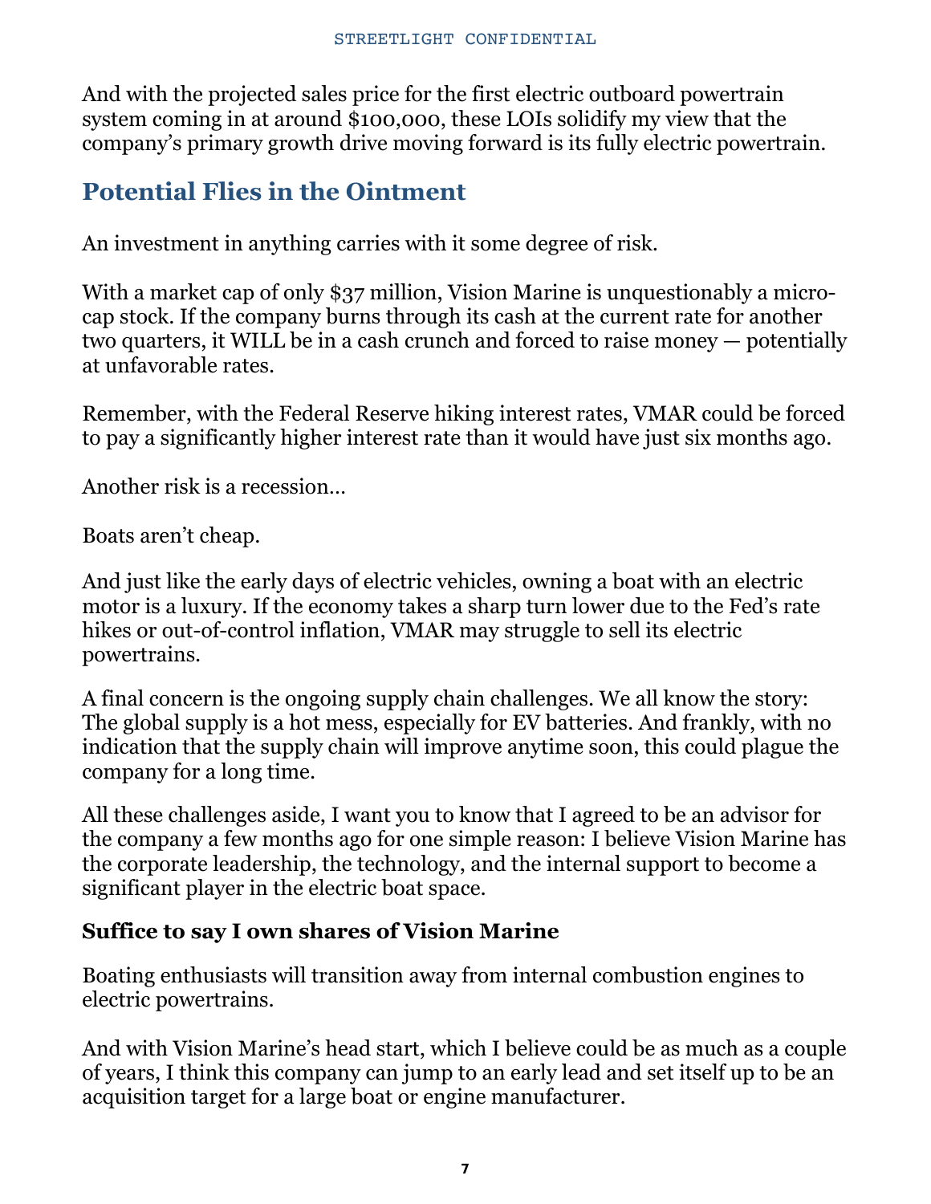And with the projected sales price for the first electric outboard powertrain system coming in at around $100,000, these LOIs solidify my view that the company's primary growth drive moving forward is its fully electric powertrain.

## Potential Flies in the Ointment

An investment in anything carries with it some degree of risk.

With a market cap of only $37 million, Vision Marine is unquestionably a micro-cap stock. If the company burns through its cash at the current rate for another two quarters, it WILL be in a cash crunch and forced to raise money — potentially at unfavorable rates.

Remember, with the Federal Reserve hiking interest rates, VMAR could be forced to pay a significantly higher interest rate than it would have just six months ago.

Another risk is a recession…

Boats aren't cheap.

And just like the early days of electric vehicles, owning a boat with an electric motor is a luxury. If the economy takes a sharp turn lower due to the Fed's rate hikes or out-of-control inflation, VMAR may struggle to sell its electric powertrains.

A final concern is the ongoing supply chain challenges. We all know the story: The global supply is a hot mess, especially for EV batteries. And frankly, with no indication that the supply chain will improve anytime soon, this could plague the company for a long time.

All these challenges aside, I want you to know that I agreed to be an advisor for the company a few months ago for one simple reason: I believe Vision Marine has the corporate leadership, the technology, and the internal support to become a significant player in the electric boat space.

### Suffice to say I own shares of Vision Marine

Boating enthusiasts will transition away from internal combustion engines to electric powertrains.

And with Vision Marine's head start, which I believe could be as much as a couple of years, I think this company can jump to an early lead and set itself up to be an acquisition target for a large boat or engine manufacturer.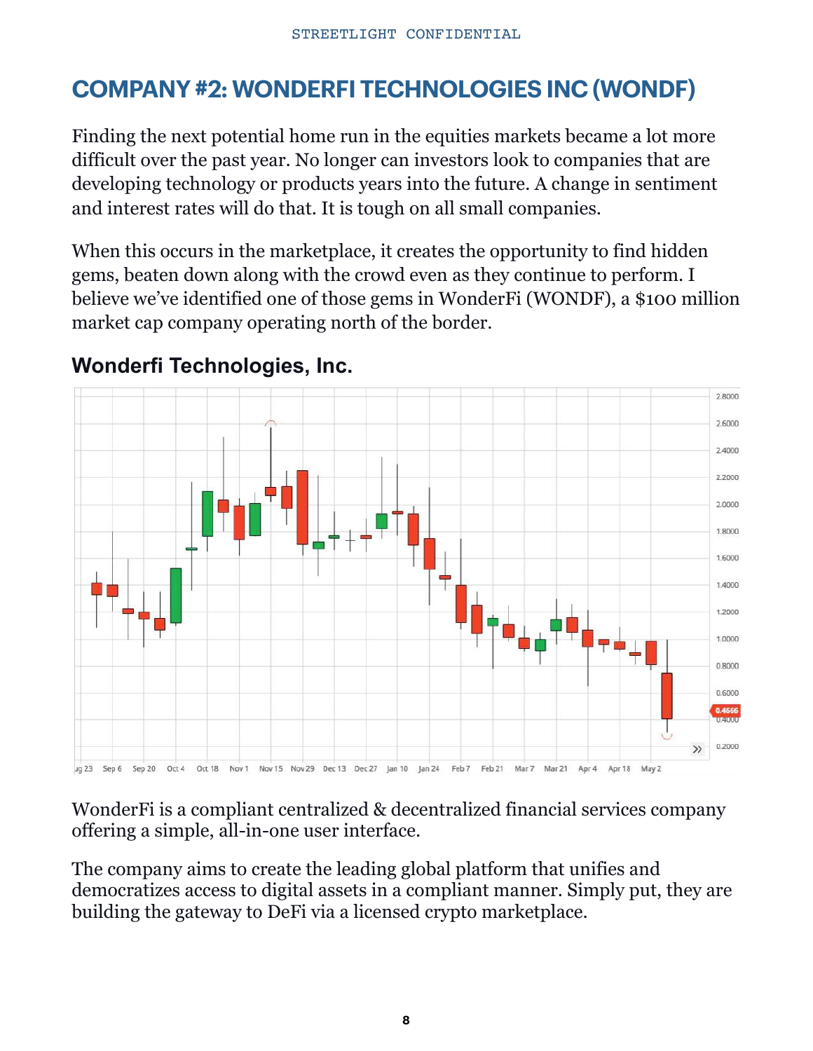# COMPANY #2: WONDERFI TECHNOLOGIES INC (WONDF)

Finding the next potential home run in the equities markets became a lot more difficult over the past year. No longer can investors look to companies that are developing technology or products years into the future. A change in sentiment and interest rates will do that. It is tough on all small companies.

When this occurs in the marketplace, it creates the opportunity to find hidden gems, beaten down along with the crowd even as they continue to perform. I believe we've identified one of those gems in WonderFi (WONDF), a $100 million market cap company operating north of the border.

**Wonderfi Technologies, Inc.**

WonderFi is a compliant centralized & decentralized financial services company offering a simple, all-in-one user interface.

The company aims to create the leading global platform that unifies and democratizes access to digital assets in a compliant manner. Simply put, they are building the gateway to DeFi via a licensed crypto marketplace.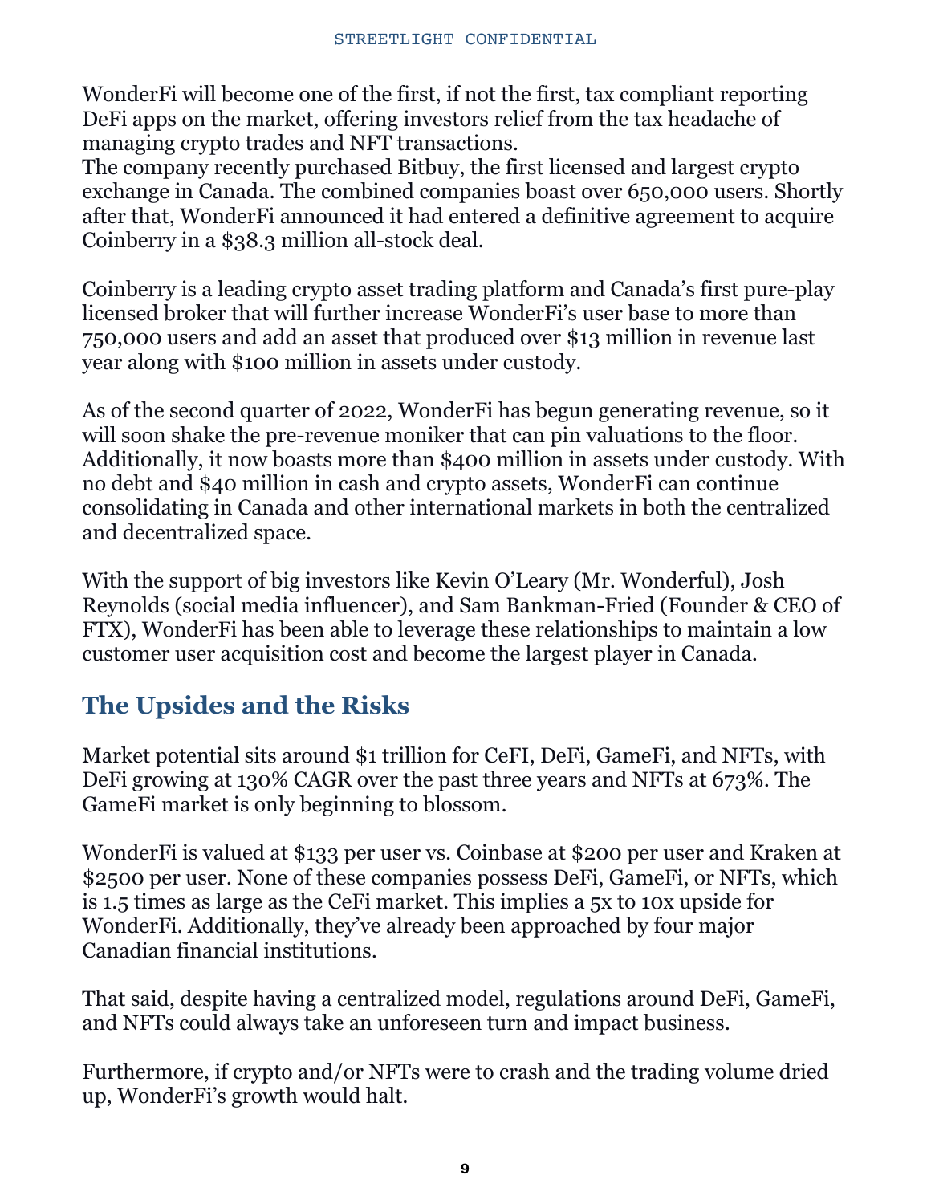WonderFi will become one of the first, if not the first, tax compliant reporting DeFi apps on the market, offering investors relief from the tax headache of managing crypto trades and NFT transactions.
The company recently purchased Bitbuy, the first licensed and largest crypto exchange in Canada. The combined companies boast over 650,000 users. Shortly after that, WonderFi announced it had entered a definitive agreement to acquire Coinberry in a $38.3 million all-stock deal.

Coinberry is a leading crypto asset trading platform and Canada's first pure-play licensed broker that will further increase WonderFi's user base to more than 750,000 users and add an asset that produced over $13 million in revenue last year along with $100 million in assets under custody.

As of the second quarter of 2022, WonderFi has begun generating revenue, so it will soon shake the pre-revenue moniker that can pin valuations to the floor. Additionally, it now boasts more than $400 million in assets under custody. With no debt and $40 million in cash and crypto assets, WonderFi can continue consolidating in Canada and other international markets in both the centralized and decentralized space.

With the support of big investors like Kevin O'Leary (Mr. Wonderful), Josh Reynolds (social media influencer), and Sam Bankman-Fried (Founder & CEO of FTX), WonderFi has been able to leverage these relationships to maintain a low customer user acquisition cost and become the largest player in Canada.

## The Upsides and the Risks

Market potential sits around $1 trillion for CeFI, DeFi, GameFi, and NFTs, with DeFi growing at 130% CAGR over the past three years and NFTs at 673%. The GameFi market is only beginning to blossom.

WonderFi is valued at $133 per user vs. Coinbase at $200 per user and Kraken at $2500 per user. None of these companies possess DeFi, GameFi, or NFTs, which is 1.5 times as large as the CeFi market. This implies a 5x to 10x upside for WonderFi. Additionally, they've already been approached by four major Canadian financial institutions.

That said, despite having a centralized model, regulations around DeFi, GameFi, and NFTs could always take an unforeseen turn and impact business.

Furthermore, if crypto and/or NFTs were to crash and the trading volume dried up, WonderFi's growth would halt.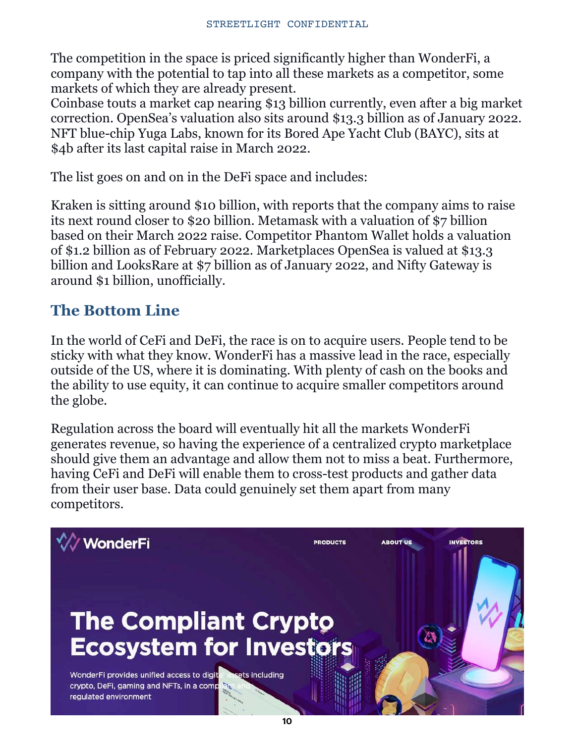The competition in the space is priced significantly higher than WonderFi, a company with the potential to tap into all these markets as a competitor, some markets of which they are already present.
Coinbase touts a market cap nearing $13 billion currently, even after a big market correction. OpenSea's valuation also sits around $13.3 billion as of January 2022. NFT blue-chip Yuga Labs, known for its Bored Ape Yacht Club (BAYC), sits at $4b after its last capital raise in March 2022.

The list goes on and on in the DeFi space and includes:

Kraken is sitting around $10 billion, with reports that the company aims to raise its next round closer to $20 billion. Metamask with a valuation of $7 billion based on their March 2022 raise. Competitor Phantom Wallet holds a valuation of $1.2 billion as of February 2022. Marketplaces OpenSea is valued at $13.3 billion and LooksRare at $7 billion as of January 2022, and Nifty Gateway is around $1 billion, unofficially.

## The Bottom Line

In the world of CeFi and DeFi, the race is on to acquire users. People tend to be sticky with what they know. WonderFi has a massive lead in the race, especially outside of the US, where it is dominating. With plenty of cash on the books and the ability to use equity, it can continue to acquire smaller competitors around the globe.

Regulation across the board will eventually hit all the markets WonderFi generates revenue, so having the experience of a centralized crypto marketplace should give them an advantage and allow them not to miss a beat. Furthermore, having CeFi and DeFi will enable them to cross-test products and gather data from their user base. Data could genuinely set them apart from many competitors.

WonderFi

PRODUCTS ABOUT US INVESTORS

The Compliant Crypto Ecosystem for Investors

WonderFi provides unified access to digital assets including crypto, DeFi, gaming and NFTs, in a compliant and regulated environment